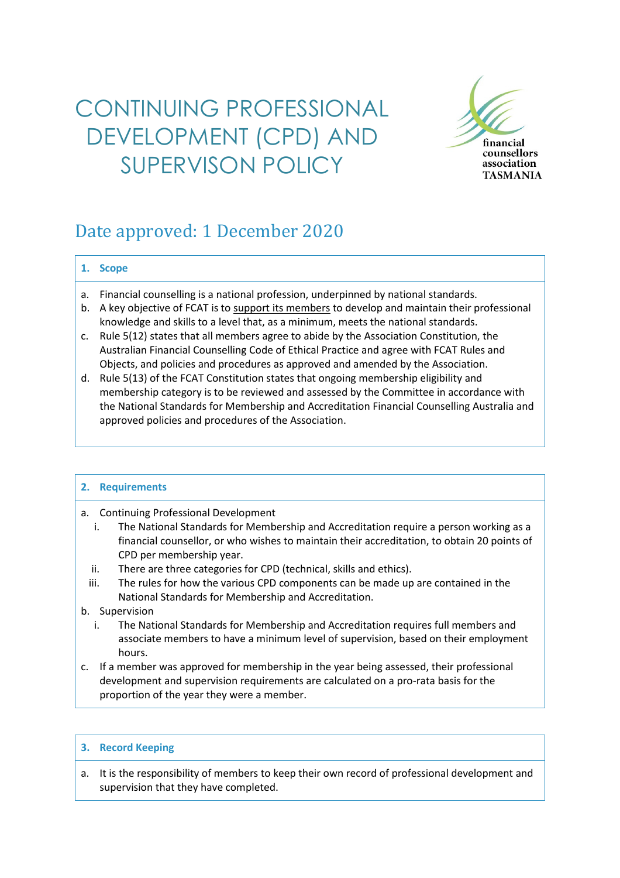# CONTINUING PROFESSIONAL DEVELOPMENT (CPD) AND SUPERVISON POLICY

financial counsellors association TASMANIA

## Date approved: 1 December 2020

### 1. Scope

a. Financial counselling is a national profession, underpinned by national standards.

b. A key objective of FCAT is to support its members to develop and maintain their professional knowledge and skills to a level that, as a minimum, meets the national standards.

c. Rule 5(12) states that all members agree to abide by the Association Constitution, the Australian Financial Counselling Code of Ethical Practice and agree with FCAT Rules and Objects, and policies and procedures as approved and amended by the Association.

d. Rule 5(13) of the FCAT Constitution states that ongoing membership eligibility and membership category is to be reviewed and assessed by the Committee in accordance with the National Standards for Membership and Accreditation Financial Counselling Australia and approved policies and procedures of the Association.

### 2. Requirements

a. Continuing Professional Development
   - i. The National Standards for Membership and Accreditation require a person working as a financial counsellor, or who wishes to maintain their accreditation, to obtain 20 points of CPD per membership year.
   - ii. There are three categories for CPD (technical, skills and ethics).
   - iii. The rules for how the various CPD components can be made up are contained in the National Standards for Membership and Accreditation.

b. Supervision
   - i. The National Standards for Membership and Accreditation requires full members and associate members to have a minimum level of supervision, based on their employment hours.

c. If a member was approved for membership in the year being assessed, their professional development and supervision requirements are calculated on a pro-rata basis for the proportion of the year they were a member.

### 3. Record Keeping

a. It is the responsibility of members to keep their own record of professional development and supervision that they have completed.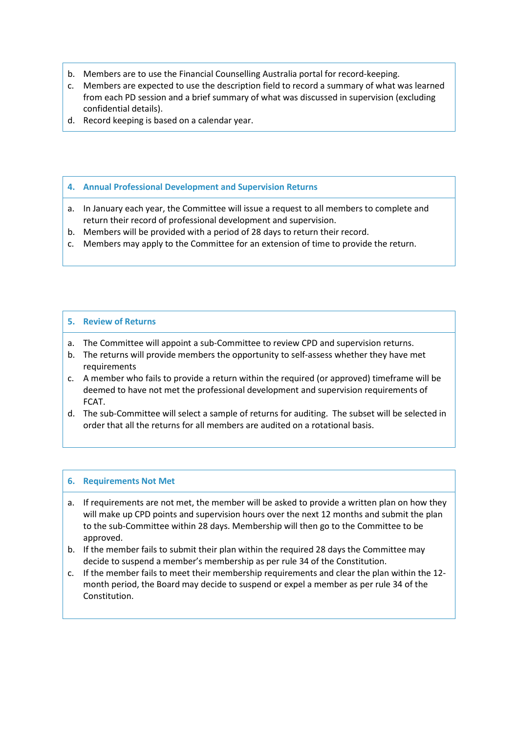b. Members are to use the Financial Counselling Australia portal for record-keeping.
c. Members are expected to use the description field to record a summary of what was learned from each PD session and a brief summary of what was discussed in supervision (excluding confidential details).
d. Record keeping is based on a calendar year.

## 4. Annual Professional Development and Supervision Returns

a. In January each year, the Committee will issue a request to all members to complete and return their record of professional development and supervision.
b. Members will be provided with a period of 28 days to return their record.
c. Members may apply to the Committee for an extension of time to provide the return.

## 5. Review of Returns

a. The Committee will appoint a sub-Committee to review CPD and supervision returns.
b. The returns will provide members the opportunity to self-assess whether they have met requirements
c. A member who fails to provide a return within the required (or approved) timeframe will be deemed to have not met the professional development and supervision requirements of FCAT.
d. The sub-Committee will select a sample of returns for auditing. The subset will be selected in order that all the returns for all members are audited on a rotational basis.

## 6. Requirements Not Met

a. If requirements are not met, the member will be asked to provide a written plan on how they will make up CPD points and supervision hours over the next 12 months and submit the plan to the sub-Committee within 28 days. Membership will then go to the Committee to be approved.
b. If the member fails to submit their plan within the required 28 days the Committee may decide to suspend a member's membership as per rule 34 of the Constitution.
c. If the member fails to meet their membership requirements and clear the plan within the 12-month period, the Board may decide to suspend or expel a member as per rule 34 of the Constitution.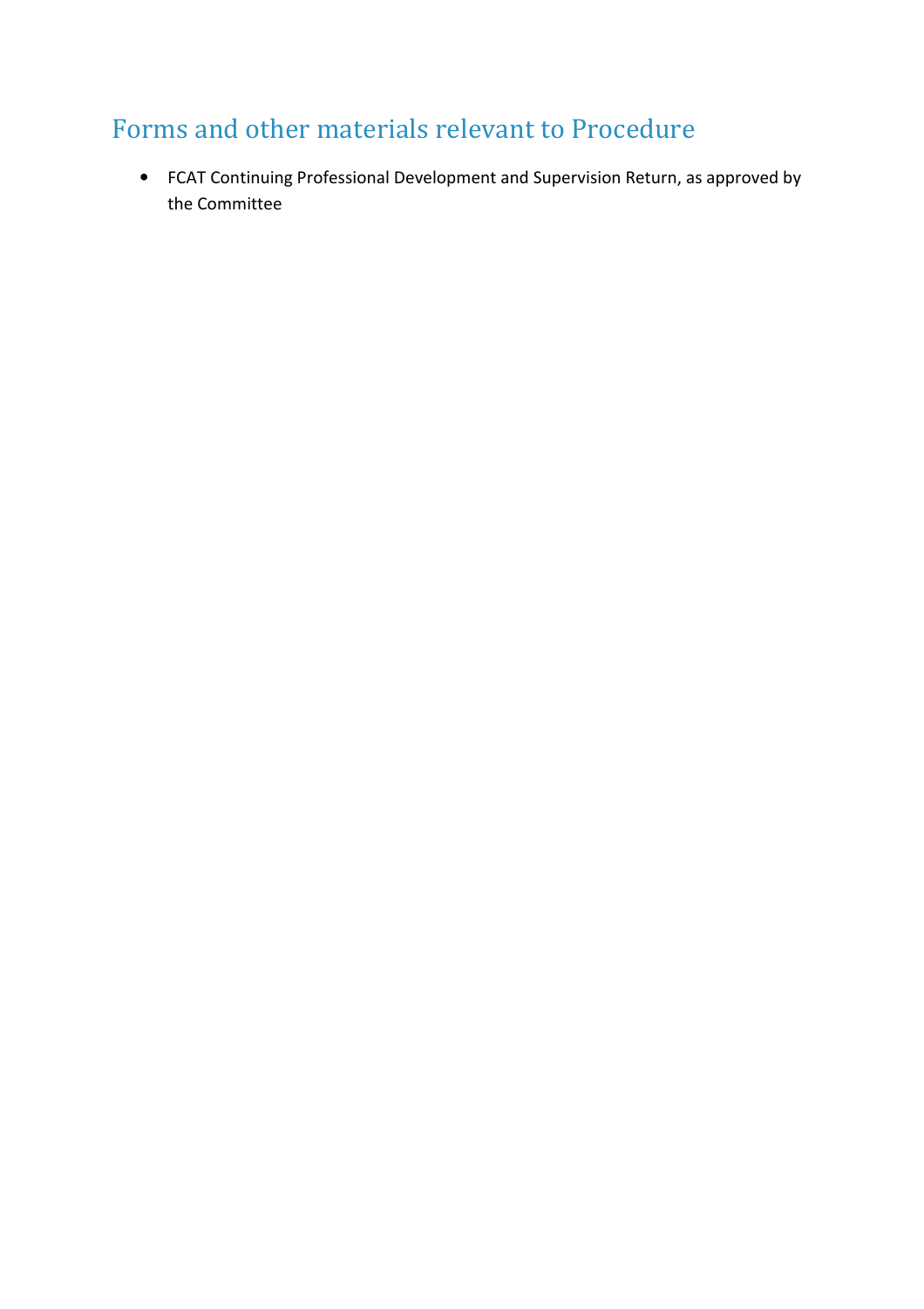## Forms and other materials relevant to Procedure

- FCAT Continuing Professional Development and Supervision Return, as approved by the Committee